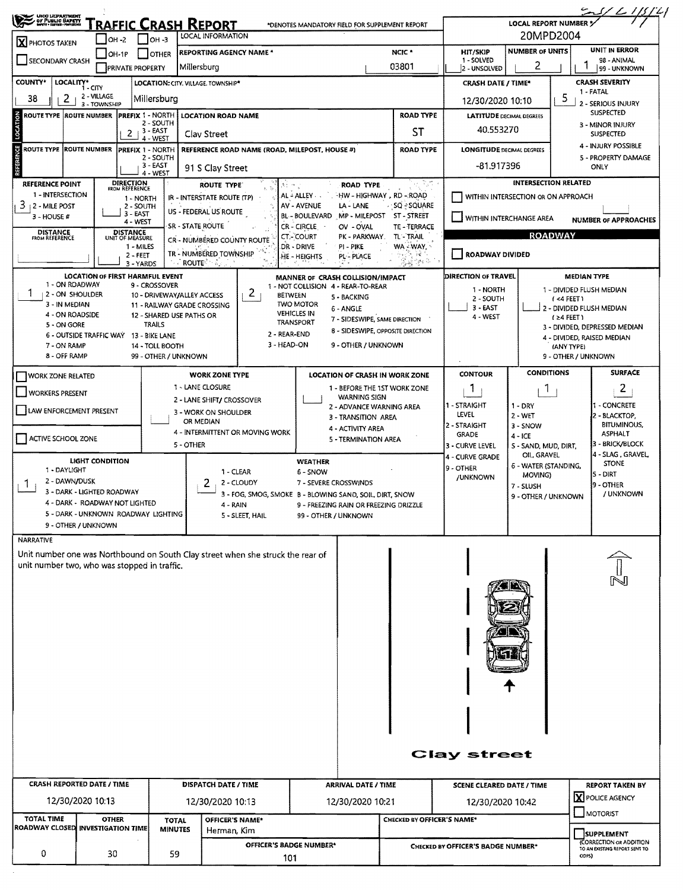# TRAFFIC CRASH REPORT

OHIO DEPARTMENT OF PUBLIC SAFETY

*DENOTES MANDATORY FIELD FOR SUPPLEMENT REPORT

LOCAL REPORT NUMBER *: 20MPD2004

| | | |
|---|---|---|
| [X] PHOTOS TAKEN | [ ] OH -2 | [ ] OH -3 |
| [ ] SECONDARY CRASH | [ ] OH-1P | [ ] OTHER |
| | [ ] PRIVATE PROPERTY | |

LOCAL INFORMATION

| REPORTING AGENCY NAME * | NCIC * | HIT/SKIP (1 - SOLVED, 2 - UNSOLVED) | NUMBER OF UNITS | UNIT IN ERROR (98 - ANIMAL, 99 - UNKNOWN) |
|---|---|---|---|---|
| Millersburg | 03801 | | 2 | 1 |

| COUNTY* | LOCALITY* (1 - CITY, 2 - VILLAGE, 3 - TOWNSHIP) | LOCATION: CITY, VILLAGE, TOWNSHIP* | CRASH DATE / TIME* | CRASH SEVERITY |
|---|---|---|---|---|
| 38 | 2 | Millersburg | 12/30/2020 10:10 | 5 |

CRASH SEVERITY: 1 - FATAL; 2 - SERIOUS INJURY SUSPECTED; 3 - MINOR INJURY SUSPECTED; 4 - INJURY POSSIBLE; 5 - PROPERTY DAMAGE ONLY

## LOCATION

| ROUTE TYPE | ROUTE NUMBER | PREFIX (1 - NORTH, 2 - SOUTH, 3 - EAST, 4 - WEST) | LOCATION ROAD NAME | ROAD TYPE | LATITUDE DECIMAL DEGREES |
|---|---|---|---|---|---|
| | | 2 | Clay Street | ST | 40.553270 |

## REFERENCE

| ROUTE TYPE | ROUTE NUMBER | PREFIX (1 - NORTH, 2 - SOUTH, 3 - EAST, 4 - WEST) | REFERENCE ROAD NAME (ROAD, MILEPOST, HOUSE #) | ROAD TYPE | LONGITUDE DECIMAL DEGREES |
|---|---|---|---|---|---|
| | | | 91 S Clay Street | | -81.917396 |

REFERENCE POINT: 3 (1 - INTERSECTION; 2 - MILE POST; 3 - HOUSE #)

DIRECTION FROM REFERENCE: 1 - NORTH; 2 - SOUTH; 3 - EAST; 4 - WEST

DISTANCE FROM REFERENCE:

DISTANCE UNIT OF MEASURE: 1 - MILES; 2 - FEET; 3 - YARDS

ROUTE TYPE: IR - INTERSTATE ROUTE (TP); US - FEDERAL US ROUTE; SR - STATE ROUTE; CR - NUMBERED COUNTY ROUTE; TR - NUMBERED TOWNSHIP ROUTE

ROAD TYPE: AL - ALLEY; AV - AVENUE; BL - BOULEVARD; CR - CIRCLE; CT - COURT; DR - DRIVE; HE - HEIGHTS; HW - HIGHWAY; LA - LANE; MP - MILEPOST; OV - OVAL; PK - PARKWAY; PI - PIKE; PL - PLACE; RD - ROAD; SQ - SQUARE; ST - STREET; TE - TERRACE; TL - TRAIL; WA - WAY

### INTERSECTION RELATED

[ ] WITHIN INTERSECTION OR ON APPROACH

[ ] WITHIN INTERCHANGE AREA

NUMBER OF APPROACHES:

### ROADWAY

[ ] ROADWAY DIVIDED

LOCATION OF FIRST HARMFUL EVENT: 1

1 - ON ROADWAY; 2 - ON SHOULDER; 3 - IN MEDIAN; 4 - ON ROADSIDE; 5 - ON GORE; 6 - OUTSIDE TRAFFIC WAY; 7 - ON RAMP; 8 - OFF RAMP; 9 - CROSSOVER; 10 - DRIVEWAY/ALLEY ACCESS; 11 - RAILWAY GRADE CROSSING; 12 - SHARED USE PATHS OR TRAILS; 13 - BIKE LANE; 14 - TOLL BOOTH; 99 - OTHER / UNKNOWN

MANNER OF CRASH COLLISION/IMPACT: 2

1 - NOT COLLISION BETWEEN TWO MOTOR VEHICLES IN TRANSPORT; 2 - REAR-END; 3 - HEAD-ON; 4 - REAR-TO-REAR; 5 - BACKING; 6 - ANGLE; 7 - SIDESWIPE, SAME DIRECTION; 8 - SIDESWIPE, OPPOSITE DIRECTION; 9 - OTHER / UNKNOWN

DIRECTION OF TRAVEL: 1 - NORTH; 2 - SOUTH; 3 - EAST; 4 - WEST

MEDIAN TYPE: 1 - DIVIDED FLUSH MEDIAN (<4 FEET); 2 - DIVIDED FLUSH MEDIAN (≥4 FEET); 3 - DIVIDED, DEPRESSED MEDIAN; 4 - DIVIDED, RAISED MEDIAN (ANY TYPE); 9 - OTHER / UNKNOWN

[ ] WORK ZONE RELATED

[ ] WORKERS PRESENT

[ ] LAW ENFORCEMENT PRESENT

[ ] ACTIVE SCHOOL ZONE

WORK ZONE TYPE: 1 - LANE CLOSURE; 2 - LANE SHIFT/ CROSSOVER; 3 - WORK ON SHOULDER OR MEDIAN; 4 - INTERMITTENT OR MOVING WORK; 5 - OTHER

LOCATION OF CRASH IN WORK ZONE: 1 - BEFORE THE 1ST WORK ZONE WARNING SIGN; 2 - ADVANCE WARNING AREA; 3 - TRANSITION AREA; 4 - ACTIVITY AREA; 5 - TERMINATION AREA

| CONTOUR | CONDITIONS | SURFACE |
|---|---|---|
| 1 | 1 | 2 |

CONTOUR: 1 - STRAIGHT LEVEL; 2 - STRAIGHT GRADE; 3 - CURVE LEVEL; 4 - CURVE GRADE; 9 - OTHER /UNKNOWN

CONDITIONS: 1 - DRY; 2 - WET; 3 - SNOW; 4 - ICE; 5 - SAND, MUD, DIRT, OIL, GRAVEL; 6 - WATER (STANDING, MOVING); 7 - SLUSH; 9 - OTHER / UNKNOWN

SURFACE: 1 - CONCRETE; 2 - BLACKTOP, BITUMINOUS, ASPHALT; 3 - BRICK/BLOCK; 4 - SLAG, GRAVEL, STONE; 5 - DIRT; 9 - OTHER / UNKNOWN

LIGHT CONDITION: 1

1 - DAYLIGHT; 2 - DAWN/DUSK; 3 - DARK - LIGHTED ROADWAY; 4 - DARK - ROADWAY NOT LIGHTED; 5 - DARK - UNKNOWN ROADWAY LIGHTING; 9 - OTHER / UNKNOWN

WEATHER: 2

1 - CLEAR; 2 - CLOUDY; 3 - FOG, SMOG, SMOKE; 4 - RAIN; 5 - SLEET, HAIL; 6 - SNOW; 7 - SEVERE CROSSWINDS; 8 - BLOWING SAND, SOIL, DIRT, SNOW; 9 - FREEZING RAIN OR FREEZING DRIZZLE; 99 - OTHER / UNKNOWN

## NARRATIVE

Unit number one was Northbound on South Clay street when she struck the rear of unit number two, who was stopped in traffic.

Clay street

N

| CRASH REPORTED DATE / TIME | DISPATCH DATE / TIME | ARRIVAL DATE / TIME | SCENE CLEARED DATE / TIME | REPORT TAKEN BY |
|---|---|---|---|---|
| 12/30/2020 10:13 | 12/30/2020 10:13 | 12/30/2020 10:21 | 12/30/2020 10:42 | [X] POLICE AGENCY [ ] MOTORIST |

| TOTAL TIME ROADWAY CLOSED | OTHER INVESTIGATION TIME | TOTAL MINUTES | OFFICER'S NAME* | CHECKED BY OFFICER'S NAME* | |
|---|---|---|---|---|---|
| 0 | 30 | 59 | Herman, Kim | | [ ] SUPPLEMENT (CORRECTION OR ADDITION TO AN EXISTING REPORT SENT TO ODPS) |
| | | | OFFICER'S BADGE NUMBER*: 101 | CHECKED BY OFFICER'S BADGE NUMBER*: | |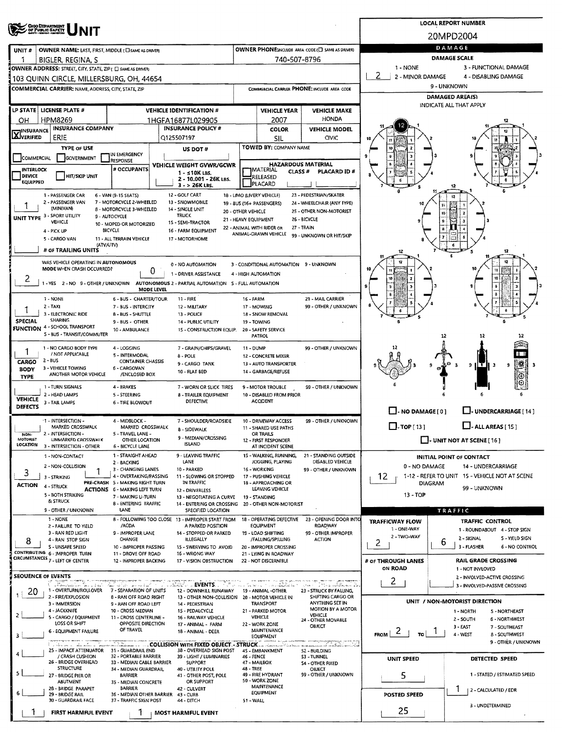# UNIT

**LOCAL REPORT NUMBER:** 20MPD2004

| UNIT # | OWNER NAME: LAST, FIRST, MIDDLE | OWNER PHONE |
|---|---|---|
| 1 | BIGLER, REGINA, S | 740-507-8796 |

**OWNER ADDRESS:** 103 QUINN CIRCLE, MILLERSBURG, OH, 44654

**COMMERCIAL CARRIER:** NAME, ADDRESS, CITY, STATE, ZIP — **COMMERCIAL CARRIER PHONE:**

| LP STATE | LICENSE PLATE # | VEHICLE IDENTIFICATION # | VEHICLE YEAR | VEHICLE MAKE |
|---|---|---|---|---|
| OH | HPM8269 | 1HGFA16877L029905 | 2007 | HONDA |

| INSURANCE VERIFIED | INSURANCE COMPANY | INSURANCE POLICY # | COLOR | VEHICLE MODEL |
|---|---|---|---|---|
| X | ERIE | Q125507197 | SIL | CIVIC |

**TYPE OF USE:** COMMERCIAL / GOVERNMENT / IN EMERGENCY RESPONSE

**US DOT #:**

**TOWED BY:** COMPANY NAME

**INTERLOCK DEVICE EQUIPPED** / HIT/SKIP UNIT / # OCCUPANTS

**VEHICLE WEIGHT GVWR/GCWR:** 1 - ≤10K LBS. 2 - 10.001 - 26K LBS. 3 - > 26K LBS.

**HAZARDOUS MATERIAL:** MATERIAL RELEASED / PLACARD — CLASS # — PLACARD ID #

**UNIT TYPE:** 1

1 - PASSENGER CAR, 2 - PASSENGER VAN (MINIVAN), 3 - SPORT UTILITY VEHICLE, 4 - PICK UP, 5 - CARGO VAN, 6 - VAN (9-15 SEATS), 7 - MOTORCYCLE 2-WHEELED, 8 - MOTORCYCLE 3-WHEELED, 9 - AUTOCYCLE, 10 - MOPED OR MOTORIZED BICYCLE, 11 - ALL TERRAIN VEHICLE (ATV/UTV), 12 - GOLF CART, 13 - SNOWMOBILE, 14 - SINGLE UNIT TRUCK, 15 - SEMI-TRACTOR, 16 - FARM EQUIPMENT, 17 - MOTORHOME, 18 - LIMO (LIVERY VEHICLE), 19 - BUS (16+ PASSENGERS), 20 - OTHER VEHICLE, 21 - HEAVY EQUIPMENT, 22 - ANIMAL WITH RIDER OR ANIMAL-DRAWN VEHICLE, 23 - PEDESTRIAN/SKATER, 24 - WHEELCHAIR (ANY TYPE), 25 - OTHER NON-MOTORIST, 26 - BICYCLE, 27 - TRAIN, 99 - UNKNOWN OR HIT/SKIP

**# OF TRAILING UNITS:**

**WAS VEHICLE OPERATING IN AUTONOMOUS MODE WHEN CRASH OCCURRED?** 2 (1 - YES 2 - NO 9 - OTHER / UNKNOWN)

**AUTONOMOUS MODE LEVEL:** 0 (0 - NO AUTOMATION, 1 - DRIVER ASSISTANCE, 2 - PARTIAL AUTOMATION, 3 - CONDITIONAL AUTOMATION, 4 - HIGH AUTOMATION, 5 - FULL AUTOMATION, 9 - UNKNOWN)

**SPECIAL FUNCTION:** 1

1 - NONE, 2 - TAXI, 3 - ELECTRONIC RIDE SHARING, 4 - SCHOOL TRANSPORT, 5 - BUS - TRANSIT/COMMUTER, 6 - BUS - CHARTER/TOUR, 7 - BUS - INTERCITY, 8 - BUS - SHUTTLE, 9 - BUS - OTHER, 10 - AMBULANCE, 11 - FIRE, 12 - MILITARY, 13 - POLICE, 14 - PUBLIC UTILITY, 15 - CONSTRUCTION EQUIP., 16 - FARM, 17 - MOWING, 18 - SNOW REMOVAL, 19 - TOWING, 20 - SAFETY SERVICE PATROL, 21 - MAIL CARRIER, 99 - OTHER / UNKNOWN

**CARGO BODY TYPE:** 1

1 - NO CARGO BODY TYPE / NOT APPLICABLE, 2 - BUS, 3 - VEHICLE TOWING ANOTHER MOTOR VEHICLE, 4 - LOGGING, 5 - INTERMODAL CONTAINER CHASSIS, 6 - CARGOVAN /ENCLOSED BOX, 7 - GRAIN/CHIPS/GRAVEL, 8 - POLE, 9 - CARGO TANK, 10 - FLAT BED, 11 - DUMP, 12 - CONCRETE MIXER, 13 - AUTO TRANSPORTER, 14 - GARBAGE/REFUSE, 99 - OTHER / UNKNOWN

**VEHICLE DEFECTS:**

1 - TURN SIGNALS, 2 - HEAD LAMPS, 3 - TAIL LAMPS, 4 - BRAKES, 5 - STEERING, 6 - TIRE BLOWOUT, 7 - WORN OR SLICK TIRES, 8 - TRAILER EQUIPMENT DEFECTIVE, 9 - MOTOR TROUBLE, 10 - DISABLED FROM PRIOR ACCIDENT, 99 - OTHER / UNKNOWN

**NON-MOTORIST LOCATION:**

1 - INTERSECTION - MARKED CROSSWALK, 2 - INTERSECTION - UNMARKED CROSSWALK, 3 - INTERSECTION - OTHER, 4 - MIDBLOCK - MARKED CROSSWALK, 5 - TRAVEL LANE - OTHER LOCATION, 6 - BICYCLE LANE, 7 - SHOULDER/ROADSIDE, 8 - SIDEWALK, 9 - MEDIAN/CROSSING ISLAND, 10 - DRIVEWAY ACCESS, 11 - SHARED USE PATHS OR TRAILS, 12 - FIRST RESPONDER AT INCIDENT SCENE, 99 - OTHER / UNKNOWN

**ACTION:** 3 — **PRE-CRASH ACTIONS:** 1

ACTION: 1 - NON-CONTACT, 2 - NON-COLLISION, 3 - STRIKING, 4 - STRUCK, 5 - BOTH STRIKING & STRUCK, 9 - OTHER / UNKNOWN

PRE-CRASH ACTIONS: 1 - STRAIGHT AHEAD, 2 - BACKING, 3 - CHANGING LANES, 4 - OVERTAKING/PASSING, 5 - MAKING RIGHT TURN, 6 - MAKING LEFT TURN, 7 - MAKING U-TURN, 8 - ENTERING TRAFFIC LANE, 9 - LEAVING TRAFFIC LANE, 10 - PARKED, 11 - SLOWING OR STOPPED IN TRAFFIC, 12 - DRIVERLESS, 13 - NEGOTIATING A CURVE, 14 - ENTERING OR CROSSING SPECIFIED LOCATION, 15 - WALKING, RUNNING, JOGGING, PLAYING, 16 - WORKING, 17 - PUSHING VEHICLE, 18 - APPROACHING OR LEAVING VEHICLE, 19 - STANDING, 20 - OTHER NON-MOTORIST, 21 - STANDING OUTSIDE DISABLED VEHICLE, 99 - OTHER / UNKNOWN

**CONTRIBUTING CIRCUMSTANCES:** 8

1 - NONE, 2 - FAILURE TO YIELD, 3 - RAN RED LIGHT, 4 - RAN STOP SIGN, 5 - UNSAFE SPEED, 6 - IMPROPER TURN, 7 - LEFT OF CENTER, 8 - FOLLOWING TOO CLOSE /ACDA, 9 - IMPROPER LANE CHANGE, 10 - IMPROPER PASSING, 11 - DROVE OFF ROAD, 12 - IMPROPER BACKING, 13 - IMPROPER START FROM A PARKED POSITION, 14 - STOPPED OR PARKED ILLEGALLY, 15 - SWERVING TO AVOID, 16 - WRONG WAY, 17 - VISION OBSTRUCTION, 18 - OPERATING DEFECTIVE EQUIPMENT, 19 - LOAD SHIFTING /FALLING/SPILLING, 20 - IMPROPER CROSSING, 21 - LYING IN ROADWAY, 22 - NOT DISCERNIBLE, 23 - OPENING DOOR INTO ROADWAY, 99 - OTHER IMPROPER ACTION

**SEQUENCE OF EVENTS:** 1: 20, 2: , 3: , 4: , 5: , 6:

EVENTS: 1 - OVERTURN/ROLLOVER, 2 - FIRE/EXPLOSION, 3 - IMMERSION, 4 - JACKKNIFE, 5 - CARGO / EQUIPMENT LOSS OR SHIFT, 6 - EQUIPMENT FAILURE, 7 - SEPARATION OF UNITS, 8 - RAN OFF ROAD RIGHT, 9 - RAN OFF ROAD LEFT, 10 - CROSS MEDIAN, 11 - CROSS CENTERLINE - OPPOSITE DIRECTION OF TRAVEL, 12 - DOWNHILL RUNAWAY, 13 - OTHER NON-COLLISION, 14 - PEDESTRIAN, 15 - PEDALCYCLE, 16 - RAILWAY VEHICLE, 17 - ANIMAL - FARM, 18 - ANIMAL - DEER, 19 - ANIMAL -OTHER, 20 - MOTOR VEHICLE IN TRANSPORT, 21 - PARKED MOTOR VEHICLE, 22 - WORK ZONE MAINTENANCE EQUIPMENT, 23 - STRUCK BY FALLING, SHIFTING CARGO OR ANYTHING SET IN MOTION BY A MOTOR VEHICLE, 24 - OTHER MOVABLE OBJECT

COLLISION WITH FIXED OBJECT - STRUCK: 25 - IMPACT ATTENUATOR / CRASH CUSHION, 26 - BRIDGE OVERHEAD STRUCTURE, 27 - BRIDGE PIER OR ABUTMENT, 28 - BRIDGE PARAPET, 29 - BRIDGE RAIL, 30 - GUARDRAIL FACE, 31 - GUARDRAIL END, 32 - PORTABLE BARRIER, 33 - MEDIAN CABLE BARRIER, 34 - MEDIAN GUARDRAIL BARRIER, 35 - MEDIAN CONCRETE BARRIER, 36 - MEDIAN OTHER BARRIER, 37 - TRAFFIC SIGN POST, 38 - OVERHEAD SIGN POST, 39 - LIGHT / LUMINARIES SUPPORT, 40 - UTILITY POLE, 41 - OTHER POST, POLE OR SUPPORT, 42 - CULVERT, 43 - CURB, 44 - DITCH, 45 - EMBANKMENT, 46 - FENCE, 47 - MAILBOX, 48 - TREE, 49 - FIRE HYDRANT, 50 - WORK ZONE MAINTENANCE EQUIPMENT, 51 - WALL, 52 - BUILDING, 53 - TUNNEL, 54 - OTHER FIXED OBJECT, 99 - OTHER / UNKNOWN

**FIRST HARMFUL EVENT:** 1 — **MOST HARMFUL EVENT:** 1

## DAMAGE

**DAMAGE SCALE:** 2

1 - NONE, 2 - MINOR DAMAGE, 3 - FUNCTIONAL DAMAGE, 4 - DISABLING DAMAGE, 9 - UNKNOWN

**DAMAGED AREA(S)** — INDICATE ALL THAT APPLY: 12

- NO DAMAGE [0]
- UNDERCARRIAGE [14]
- TOP [13]
- ALL AREAS [15]
- UNIT NOT AT SCENE [16]

**INITIAL POINT OF CONTACT:** 12

0 - NO DAMAGE, 1-12 - REFER TO UNIT DIAGRAM, 13 - TOP, 14 - UNDERCARRIAGE, 15 - VEHICLE NOT AT SCENE, 99 - UNKNOWN

## TRAFFIC

**TRAFFICWAY FLOW:** 2 (1 - ONE-WAY, 2 - TWO-WAY)

**TRAFFIC CONTROL:** 6 (1 - ROUNDABOUT, 2 - SIGNAL, 3 - FLASHER, 4 - STOP SIGN, 5 - YIELD SIGN, 6 - NO CONTROL)

**# OF THROUGH LANES ON ROAD:** 2

**RAIL GRADE CROSSING:** (1 - NOT INVLOVED, 2 - INVOLVED-ACTIVE CROSSING, 3 - INVOLVED-PASSIVE CROSSING)

**UNIT / NON-MOTORIST DIRECTION:** FROM 2 TO 1

1 - NORTH, 2 - SOUTH, 3 - EAST, 4 - WEST, 5 - NORTHEAST, 6 - NORTHWEST, 7 - SOUTHEAST, 8 - SOUTHWEST, 9 - OTHER / UNKNOWN

**UNIT SPEED:** 5

**POSTED SPEED:** 25

**DETECTED SPEED:** 1 (1 - STATED / ESTIMATED SPEED, 2 - CALCULATED / EDR, 3 - UNDETERMINED)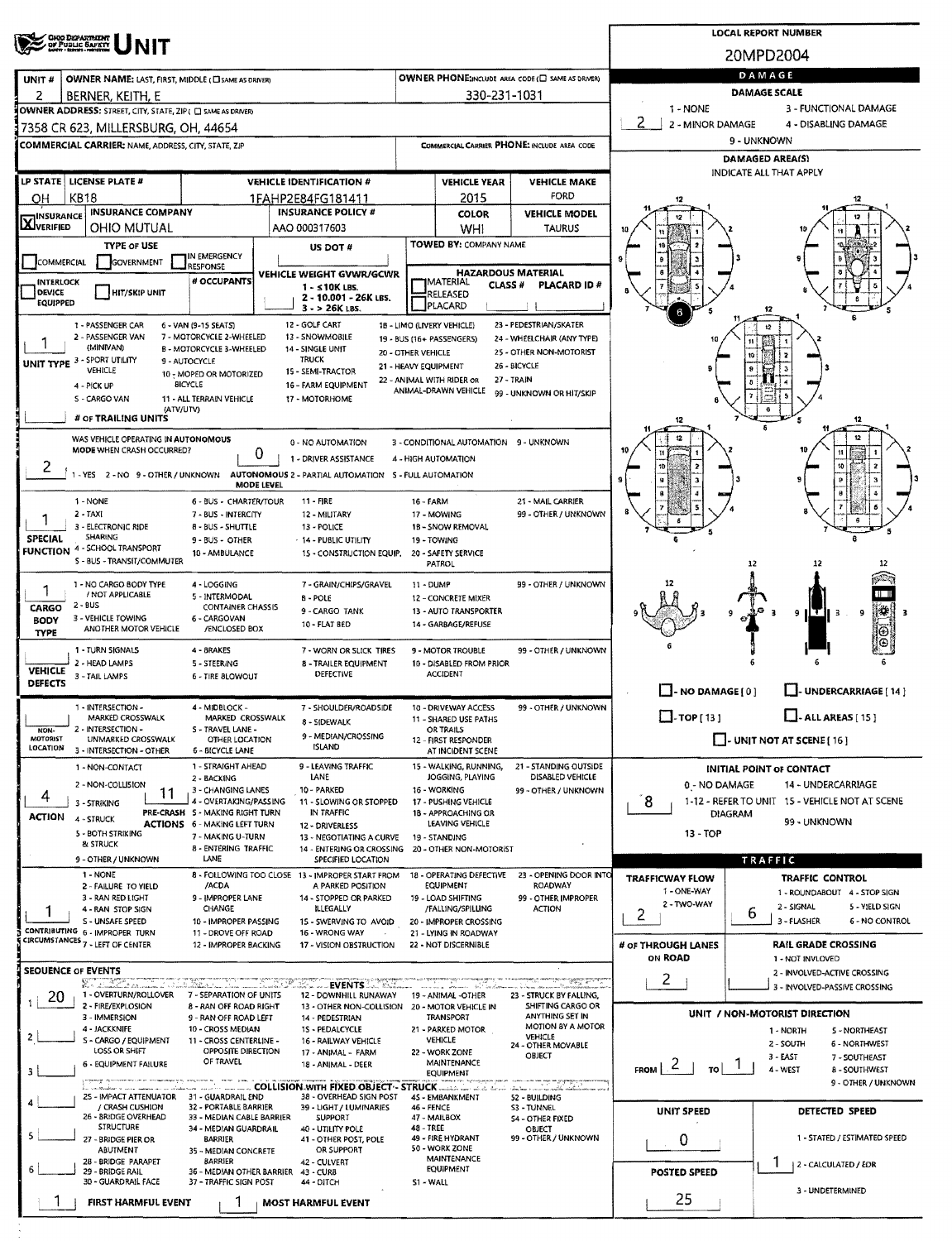# OHIO DEPARTMENT OF PUBLIC SAFETY UNIT

**LOCAL REPORT NUMBER:** 20MPD2004

| UNIT # | OWNER NAME: LAST, FIRST, MIDDLE (☐ SAME AS DRIVER) | OWNER PHONE: INCLUDE AREA CODE (☐ SAME AS DRIVER) |
|---|---|---|
| 2 | BERNER, KEITH, E | 330-231-1031 |

**OWNER ADDRESS:** STREET, CITY, STATE, ZIP (☐ SAME AS DRIVER)
7358 CR 623, MILLERSBURG, OH, 44654

**COMMERCIAL CARRIER:** NAME, ADDRESS, CITY, STATE, ZIP | **COMMERCIAL CARRIER PHONE:** INCLUDE AREA CODE

| LP STATE | LICENSE PLATE # | VEHICLE IDENTIFICATION # | VEHICLE YEAR | VEHICLE MAKE |
|---|---|---|---|---|
| OH | KB18 | 1FAHP2E84FG181411 | 2015 | FORD |

| INSURANCE | INSURANCE COMPANY | INSURANCE POLICY # | COLOR | VEHICLE MODEL |
|---|---|---|---|---|
| ☒ VERIFIED | OHIO MUTUAL | AAO 000317603 | WHI | TAURUS |

**TYPE OF USE:** ☐ COMMERCIAL ☐ GOVERNMENT ☐ IN EMERGENCY RESPONSE
**US DOT #:**
**TOWED BY:** COMPANY NAME

☐ INTERLOCK DEVICE EQUIPPED ☐ HIT/SKIP UNIT
**# OCCUPANTS:**
**VEHICLE WEIGHT GVWR/GCWR:** 1 - ≤10K LBS. 2 - 10.001 - 26K LBS. 3 - > 26K LBS.
**HAZARDOUS MATERIAL:** ☐ MATERIAL RELEASED ☐ PLACARD | CLASS # | PLACARD ID #

**UNIT TYPE:** 1
1 - PASSENGER CAR, 2 - PASSENGER VAN (MINIVAN), 3 - SPORT UTILITY VEHICLE, 4 - PICK UP, 5 - CARGO VAN, 6 - VAN (9-15 SEATS), 7 - MOTORCYCLE 2-WHEELED, 8 - MOTORCYCLE 3-WHEELED, 9 - AUTOCYCLE, 10 - MOPED OR MOTORIZED BICYCLE, 11 - ALL TERRAIN VEHICLE (ATV/UTV), 12 - GOLF CART, 13 - SNOWMOBILE, 14 - SINGLE UNIT TRUCK, 15 - SEMI-TRACTOR, 16 - FARM EQUIPMENT, 17 - MOTORHOME, 18 - LIMO (LIVERY VEHICLE), 19 - BUS (16+ PASSENGERS), 20 - OTHER VEHICLE, 21 - HEAVY EQUIPMENT, 22 - ANIMAL WITH RIDER OR ANIMAL-DRAWN VEHICLE, 23 - PEDESTRIAN/SKATER, 24 - WHEELCHAIR (ANY TYPE), 25 - OTHER NON-MOTORIST, 26 - BICYCLE, 27 - TRAIN, 99 - UNKNOWN OR HIT/SKIP

**# OF TRAILING UNITS:**

**WAS VEHICLE OPERATING IN AUTONOMOUS MODE WHEN CRASH OCCURRED?** 2
1 - YES 2 - NO 9 - OTHER / UNKNOWN

**AUTONOMOUS MODE LEVEL:** 0
0 - NO AUTOMATION, 1 - DRIVER ASSISTANCE, 2 - PARTIAL AUTOMATION, 3 - CONDITIONAL AUTOMATION, 4 - HIGH AUTOMATION, 5 - FULL AUTOMATION, 9 - UNKNOWN

**SPECIAL FUNCTION:** 1
1 - NONE, 2 - TAXI, 3 - ELECTRONIC RIDE SHARING, 4 - SCHOOL TRANSPORT, 5 - BUS - TRANSIT/COMMUTER, 6 - BUS - CHARTER/TOUR, 7 - BUS - INTERCITY, 8 - BUS - SHUTTLE, 9 - BUS - OTHER, 10 - AMBULANCE, 11 - FIRE, 12 - MILITARY, 13 - POLICE, 14 - PUBLIC UTILITY, 15 - CONSTRUCTION EQUIP., 16 - FARM, 17 - MOWING, 18 - SNOW REMOVAL, 19 - TOWING, 20 - SAFETY SERVICE PATROL, 21 - MAIL CARRIER, 99 - OTHER / UNKNOWN

**CARGO BODY TYPE:** 1
1 - NO CARGO BODY TYPE / NOT APPLICABLE, 2 - BUS, 3 - VEHICLE TOWING ANOTHER MOTOR VEHICLE, 4 - LOGGING, 5 - INTERMODAL CONTAINER CHASSIS, 6 - CARGOVAN /ENCLOSED BOX, 7 - GRAIN/CHIPS/GRAVEL, 8 - POLE, 9 - CARGO TANK, 10 - FLAT BED, 11 - DUMP, 12 - CONCRETE MIXER, 13 - AUTO TRANSPORTER, 14 - GARBAGE/REFUSE, 99 - OTHER / UNKNOWN

**VEHICLE DEFECTS:**
1 - TURN SIGNALS, 2 - HEAD LAMPS, 3 - TAIL LAMPS, 4 - BRAKES, 5 - STEERING, 6 - TIRE BLOWOUT, 7 - WORN OR SLICK TIRES, 8 - TRAILER EQUIPMENT DEFECTIVE, 9 - MOTOR TROUBLE, 10 - DISABLED FROM PRIOR ACCIDENT, 99 - OTHER / UNKNOWN

**NON-MOTORIST LOCATION:**
1 - INTERSECTION - MARKED CROSSWALK, 2 - INTERSECTION - UNMARKED CROSSWALK, 3 - INTERSECTION - OTHER, 4 - MIDBLOCK - MARKED CROSSWALK, 5 - TRAVEL LANE - OTHER LOCATION, 6 - BICYCLE LANE, 7 - SHOULDER/ROADSIDE, 8 - SIDEWALK, 9 - MEDIAN/CROSSING ISLAND, 10 - DRIVEWAY ACCESS, 11 - SHARED USE PATHS OR TRAILS, 12 - FIRST RESPONDER AT INCIDENT SCENE, 99 - OTHER / UNKNOWN

**ACTION:** 4
1 - NON-CONTACT, 2 - NON-COLLISION, 3 - STRIKING, 4 - STRUCK, 5 - BOTH STRIKING & STRUCK, 9 - OTHER / UNKNOWN

**PRE-CRASH ACTIONS:** 11
1 - STRAIGHT AHEAD, 2 - BACKING, 3 - CHANGING LANES, 4 - OVERTAKING/PASSING, 5 - MAKING RIGHT TURN, 6 - MAKING LEFT TURN, 7 - MAKING U-TURN, 8 - ENTERING TRAFFIC LANE, 9 - LEAVING TRAFFIC LANE, 10 - PARKED, 11 - SLOWING OR STOPPED IN TRAFFIC, 12 - DRIVERLESS, 13 - NEGOTIATING A CURVE, 14 - ENTERING OR CROSSING SPECIFIED LOCATION, 15 - WALKING, RUNNING, JOGGING, PLAYING, 16 - WORKING, 17 - PUSHING VEHICLE, 18 - APPROACHING OR LEAVING VEHICLE, 19 - STANDING, 20 - OTHER NON-MOTORIST, 21 - STANDING OUTSIDE DISABLED VEHICLE, 99 - OTHER / UNKNOWN

**CONTRIBUTING CIRCUMSTANCES:** 1
1 - NONE, 2 - FAILURE TO YIELD, 3 - RAN RED LIGHT, 4 - RAN STOP SIGN, 5 - UNSAFE SPEED, 6 - IMPROPER TURN, 7 - LEFT OF CENTER, 8 - FOLLOWING TOO CLOSE /ACDA, 9 - IMPROPER LANE CHANGE, 10 - IMPROPER PASSING, 11 - DROVE OFF ROAD, 12 - IMPROPER BACKING, 13 - IMPROPER START FROM A PARKED POSITION, 14 - STOPPED OR PARKED ILLEGALLY, 15 - SWERVING TO AVOID, 16 - WRONG WAY, 17 - VISION OBSTRUCTION, 18 - OPERATING DEFECTIVE EQUIPMENT, 19 - LOAD SHIFTING /FALLING/SPILLING, 20 - IMPROPER CROSSING, 21 - LYING IN ROADWAY, 22 - NOT DISCERNIBLE, 23 - OPENING DOOR INTO ROADWAY, 99 - OTHER IMPROPER ACTION

## SEQUENCE OF EVENTS

| # | Event |
|---|---|
| 1 | 20 |
| 2 | |
| 3 | |
| 4 | |
| 5 | |
| 6 | |

**EVENTS:** 1 - OVERTURN/ROLLOVER, 2 - FIRE/EXPLOSION, 3 - IMMERSION, 4 - JACKKNIFE, 5 - CARGO / EQUIPMENT LOSS OR SHIFT, 6 - EQUIPMENT FAILURE, 7 - SEPARATION OF UNITS, 8 - RAN OFF ROAD RIGHT, 9 - RAN OFF ROAD LEFT, 10 - CROSS MEDIAN, 11 - CROSS CENTERLINE - OPPOSITE DIRECTION OF TRAVEL, 12 - DOWNHILL RUNAWAY, 13 - OTHER NON-COLLISION, 14 - PEDESTRIAN, 15 - PEDALCYCLE, 16 - RAILWAY VEHICLE, 17 - ANIMAL - FARM, 18 - ANIMAL - DEER, 19 - ANIMAL -OTHER, 20 - MOTOR VEHICLE IN TRANSPORT, 21 - PARKED MOTOR VEHICLE, 22 - WORK ZONE MAINTENANCE EQUIPMENT, 23 - STRUCK BY FALLING, SHIFTING CARGO OR ANYTHING SET IN MOTION BY A MOTOR VEHICLE, 24 - OTHER MOVABLE OBJECT

**COLLISION WITH FIXED OBJECT - STRUCK:** 25 - IMPACT ATTENUATOR / CRASH CUSHION, 26 - BRIDGE OVERHEAD STRUCTURE, 27 - BRIDGE PIER OR ABUTMENT, 28 - BRIDGE PARAPET, 29 - BRIDGE RAIL, 30 - GUARDRAIL FACE, 31 - GUARDRAIL END, 32 - PORTABLE BARRIER, 33 - MEDIAN CABLE BARRIER, 34 - MEDIAN GUARDRAIL BARRIER, 35 - MEDIAN CONCRETE BARRIER, 36 - MEDIAN OTHER BARRIER, 37 - TRAFFIC SIGN POST, 38 - OVERHEAD SIGN POST, 39 - LIGHT / LUMINARIES SUPPORT, 40 - UTILITY POLE, 41 - OTHER POST, POLE OR SUPPORT, 42 - CULVERT, 43 - CURB, 44 - DITCH, 45 - EMBANKMENT, 46 - FENCE, 47 - MAILBOX, 48 - TREE, 49 - FIRE HYDRANT, 50 - WORK ZONE MAINTENANCE EQUIPMENT, 51 - WALL, 52 - BUILDING, 53 - TUNNEL, 54 - OTHER FIXED OBJECT, 99 - OTHER / UNKNOWN

**FIRST HARMFUL EVENT:** 1 **MOST HARMFUL EVENT:** 1

## DAMAGE

**DAMAGE SCALE:** 2
1 - NONE, 2 - MINOR DAMAGE, 3 - FUNCTIONAL DAMAGE, 4 - DISABLING DAMAGE, 9 - UNKNOWN

**DAMAGED AREA(S)** INDICATE ALL THAT APPLY: 6

☐ - NO DAMAGE [0] ☐ - UNDERCARRIAGE [14] ☐ - TOP [13] ☐ - ALL AREAS [15] ☐ - UNIT NOT AT SCENE [16]

**INITIAL POINT OF CONTACT:** 8
0 - NO DAMAGE, 1-12 - REFER TO UNIT DIAGRAM, 13 - TOP, 14 - UNDERCARRIAGE, 15 - VEHICLE NOT AT SCENE, 99 - UNKNOWN

## TRAFFIC

**TRAFFICWAY FLOW:** 2
1 - ONE-WAY, 2 - TWO-WAY

**TRAFFIC CONTROL:** 6
1 - ROUNDABOUT, 2 - SIGNAL, 3 - FLASHER, 4 - STOP SIGN, 5 - YIELD SIGN, 6 - NO CONTROL

**# OF THROUGH LANES ON ROAD:** 2

**RAIL GRADE CROSSING:**
1 - NOT INVLOVED, 2 - INVOLVED-ACTIVE CROSSING, 3 - INVOLVED-PASSIVE CROSSING

**UNIT / NON-MOTORIST DIRECTION:** FROM 2 TO 1
1 - NORTH, 2 - SOUTH, 3 - EAST, 4 - WEST, 5 - NORTHEAST, 6 - NORTHWEST, 7 - SOUTHEAST, 8 - SOUTHWEST, 9 - OTHER / UNKNOWN

**UNIT SPEED:** 0

**POSTED SPEED:** 25

**DETECTED SPEED:** 1
1 - STATED / ESTIMATED SPEED, 2 - CALCULATED / EDR, 3 - UNDETERMINED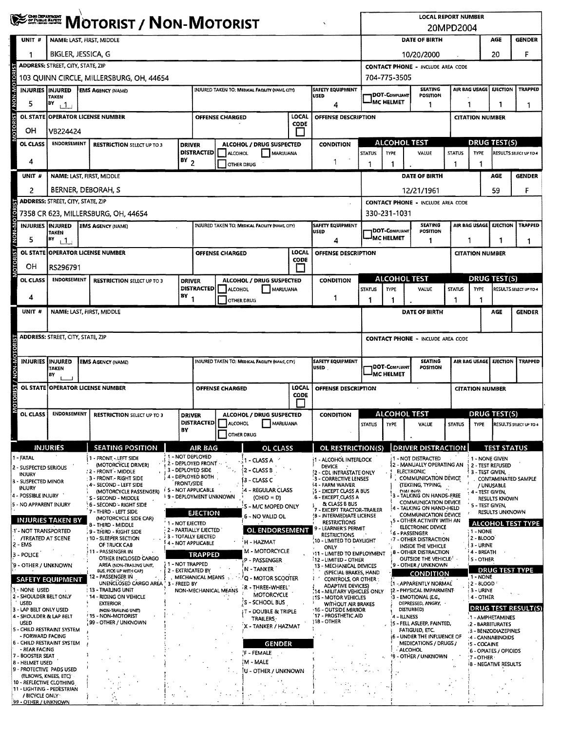# MOTORIST / NON-MOTORIST

LOCAL REPORT NUMBER: 20MPD2004

## Unit 1

| UNIT # | NAME: LAST, FIRST, MIDDLE | DATE OF BIRTH | AGE | GENDER |
|---|---|---|---|---|
| 1 | BIGLER, JESSICA, G | 10/20/2000 | 20 | F |

| ADDRESS: STREET, CITY, STATE, ZIP | CONTACT PHONE - INCLUDE AREA CODE |
|---|---|
| 103 QUINN CIRCLE, MILLERSBURG, OH, 44654 | 704-775-3505 |

| INJURIES | INJURED TAKEN BY | EMS AGENCY (NAME) | INJURED TAKEN TO: MEDICAL FACILITY (NAME, CITY) | SAFETY EQUIPMENT USED | DOT-COMPLIANT MC HELMET | SEATING POSITION | AIR BAG USAGE | EJECTION | TRAPPED |
|---|---|---|---|---|---|---|---|---|---|
| 5 | 1 | | | 4 | | 1 | 1 | 1 | 1 |

| OL STATE | OPERATOR LICENSE NUMBER | OFFENSE CHARGED | LOCAL CODE | OFFENSE DESCRIPTION | CITATION NUMBER |
|---|---|---|---|---|---|
| OH | VB224424 | | | | |

| OL CLASS | ENDORSEMENT | RESTRICTION SELECT UP TO 3 | DRIVER DISTRACTED BY | ALCOHOL / DRUG SUSPECTED | CONDITION | ALCOHOL TEST STATUS | ALCOHOL TEST TYPE | ALCOHOL TEST VALUE | DRUG TEST STATUS | DRUG TEST TYPE | RESULTS SELECT UP TO 4 |
|---|---|---|---|---|---|---|---|---|---|---|---|
| 4 | | | 2 | ☐ ALCOHOL ☐ MARIJUANA ☐ OTHER DRUG | 1 | 1 | 1 | . | 1 | 1 | |

## Unit 2

| UNIT # | NAME: LAST, FIRST, MIDDLE | DATE OF BIRTH | AGE | GENDER |
|---|---|---|---|---|
| 2 | BERNER, DEBORAH, S | 12/21/1961 | 59 | F |

| ADDRESS: STREET, CITY, STATE, ZIP | CONTACT PHONE - INCLUDE AREA CODE |
|---|---|
| 7358 CR 623, MILLERSBURG, OH, 44654 | 330-231-1031 |

| INJURIES | INJURED TAKEN BY | EMS AGENCY (NAME) | INJURED TAKEN TO: MEDICAL FACILITY (NAME, CITY) | SAFETY EQUIPMENT USED | DOT-COMPLIANT MC HELMET | SEATING POSITION | AIR BAG USAGE | EJECTION | TRAPPED |
|---|---|---|---|---|---|---|---|---|---|
| 5 | 1 | | | 4 | | 1 | 1 | 1 | 1 |

| OL STATE | OPERATOR LICENSE NUMBER | OFFENSE CHARGED | LOCAL CODE | OFFENSE DESCRIPTION | CITATION NUMBER |
|---|---|---|---|---|---|
| OH | RS296791 | | | | |

| OL CLASS | ENDORSEMENT | RESTRICTION SELECT UP TO 3 | DRIVER DISTRACTED BY | ALCOHOL / DRUG SUSPECTED | CONDITION | ALCOHOL TEST STATUS | ALCOHOL TEST TYPE | ALCOHOL TEST VALUE | DRUG TEST STATUS | DRUG TEST TYPE | RESULTS SELECT UP TO 4 |
|---|---|---|---|---|---|---|---|---|---|---|---|
| 4 | | | 1 | ☐ ALCOHOL ☐ MARIJUANA ☐ OTHER DRUG | 1 | 1 | 1 | . | 1 | 1 | |

## Unit (blank)

| UNIT # | NAME: LAST, FIRST, MIDDLE | DATE OF BIRTH | AGE | GENDER |
|---|---|---|---|---|
| | | | | |

| ADDRESS: STREET, CITY, STATE, ZIP | CONTACT PHONE - INCLUDE AREA CODE |
|---|---|
| | |

| INJURIES | INJURED TAKEN BY | EMS AGENCY (NAME) | INJURED TAKEN TO: MEDICAL FACILITY (NAME, CITY) | SAFETY EQUIPMENT USED | DOT-COMPLIANT MC HELMET | SEATING POSITION | AIR BAG USAGE | EJECTION | TRAPPED |
|---|---|---|---|---|---|---|---|---|---|
| | | | | | | | | | |

| OL STATE | OPERATOR LICENSE NUMBER | OFFENSE CHARGED | LOCAL CODE | OFFENSE DESCRIPTION | CITATION NUMBER |
|---|---|---|---|---|---|
| | | | | | |

| OL CLASS | ENDORSEMENT | RESTRICTION SELECT UP TO 3 | DRIVER DISTRACTED BY | ALCOHOL / DRUG SUSPECTED | CONDITION | ALCOHOL TEST STATUS | ALCOHOL TEST TYPE | ALCOHOL TEST VALUE | DRUG TEST STATUS | DRUG TEST TYPE | RESULTS SELECT UP TO 4 |
|---|---|---|---|---|---|---|---|---|---|---|---|
| | | | | ☐ ALCOHOL ☐ MARIJUANA ☐ OTHER DRUG | | | | . | | | |

## Codes

**INJURIES**
1 - FATAL
2 - SUSPECTED SERIOUS INJURY
3 - SUSPECTED MINOR INJURY
4 - POSSIBLE INJURY
5 - NO APPARENT INJURY

**INJURIES TAKEN BY**
1 - NOT TRANSPORTED /TREATED AT SCENE
2 - EMS
3 - POLICE
9 - OTHER / UNKNOWN

**SAFETY EQUIPMENT**
1 - NONE USED
2 - SHOULDER BELT ONLY USED
3 - LAP BELT ONLY USED
4 - SHOULDER & LAP BELT USED
5 - CHILD RESTRAINT SYSTEM - FORWARD FACING
6 - CHILD RESTRAINT SYSTEM - REAR FACING
7 - BOOSTER SEAT
8 - HELMET USED
9 - PROTECTIVE PADS USED (ELBOWS, KNEES, ETC)
10 - REFLECTIVE CLOTHING
11 - LIGHTING - PEDESTRIAN / BICYCLE ONLY
99 - OTHER / UNKNOWN

**SEATING POSITION**
1 - FRONT - LEFT SIDE (MOTORCYCLE DRIVER)
2 - FRONT - MIDDLE
3 - FRONT - RIGHT SIDE
4 - SECOND - LEFT SIDE (MOTORCYCLE PASSENGER)
5 - SECOND - MIDDLE
6 - SECOND - RIGHT SIDE
7 - THIRD - LEFT SIDE (MOTORCYCLE SIDE CAR)
8 - THIRD - MIDDLE
9 - THIRD - RIGHT SIDE
10 - SLEEPER SECTION OF TRUCK CAB
11 - PASSENGER IN OTHER ENCLOSED CARGO AREA (NON-TRAILING UNIT, BUS, PICK-UP WITH CAP)
12 - PASSENGER IN UNENCLOSED CARGO AREA
13 - TRAILING UNIT
14 - RIDING ON VEHICLE EXTERIOR (NON-TRAILING UNIT)
15 - NON-MOTORIST
99 - OTHER / UNKNOWN

**AIR BAG**
1 - NOT DEPLOYED
2 - DEPLOYED FRONT
3 - DEPLOYED SIDE
4 - DEPLOYED BOTH FRONT/SIDE
5 - NOT APPLICABLE
9 - DEPLOYMENT UNKNOWN

**EJECTION**
1 - NOT EJECTED
2 - PARTIALLY EJECTED
3 - TOTALLY EJECTED
4 - NOT APPLICABLE

**TRAPPED**
1 - NOT TRAPPED
2 - EXTRICATED BY MECHANICAL MEANS
3 - FREED BY NON-MECHANICAL MEANS

**OL CLASS**
1 - CLASS A
2 - CLASS B
3 - CLASS C
4 - REGULAR CLASS (OHIO = D)
5 - M/C MOPED ONLY
6 - NO VALID OL

**OL ENDORSEMENT**
H - HAZMAT
M - MOTORCYCLE
P - PASSENGER
N - TANKER
Q - MOTOR SCOOTER
R - THREE-WHEEL MOTORCYCLE
S - SCHOOL BUS
T - DOUBLE & TRIPLE TRAILERS
X - TANKER / HAZMAT

**GENDER**
F - FEMALE
M - MALE
U - OTHER / UNKNOWN

**OL RESTRICTION(S)**
1 - ALCOHOL INTERLOCK DEVICE
2 - CDL INTRASTATE ONLY
3 - CORRECTIVE LENSES
4 - FARM WAIVER
5 - EXCEPT CLASS A BUS
6 - EXCEPT CLASS A & CLASS B BUS
7 - EXCEPT TRACTOR-TRAILER
8 - INTERMEDIATE LICENSE RESTRICTIONS
9 - LEARNER'S PERMIT RESTRICTIONS
10 - LIMITED TO DAYLIGHT ONLY
11 - LIMITED TO EMPLOYMENT
12 - LIMITED - OTHER
13 - MECHANICAL DEVICES (SPECIAL BRAKES, HAND CONTROLS, OR OTHER ADAPTIVE DEVICES)
14 - MILITARY VEHICLES ONLY
15 - MOTOR VEHICLES WITHOUT AIR BRAKES
16 - OUTSIDE MIRROR
17 - PROSTHETIC AID
18 - OTHER

**DRIVER DISTRACTION**
1 - NOT DISTRACTED
2 - MANUALLY OPERATING AN ELECTRONIC COMMUNICATION DEVICE (TEXTING, TYPING, DIALING)
3 - TALKING ON HANDS-FREE COMMUNICATION DEVICE
4 - TALKING ON HAND-HELD COMMUNICATION DEVICE
5 - OTHER ACTIVITY WITH AN ELECTRONIC DEVICE
6 - PASSENGER
7 - OTHER DISTRACTION INSIDE THE VEHICLE
8 - OTHER DISTRACTION OUTSIDE THE VEHICLE
9 - OTHER / UNKNOWN

**CONDITION**
1 - APPARENTLY NORMAL
2 - PHYSICAL IMPAIRMENT
3 - EMOTIONAL (E.G., DEPRESSED, ANGRY, DISTURBED)
4 - ILLNESS
5 - FELL ASLEEP, FAINTED, FATIGUED, ETC.
6 - UNDER THE INFLUENCE OF MEDICATIONS / DRUGS / ALCOHOL
9 - OTHER / UNKNOWN

**TEST STATUS**
1 - NONE GIVEN
2 - TEST REFUSED
3 - TEST GIVEN, CONTAMINATED SAMPLE / UNUSABLE
4 - TEST GIVEN, RESULTS KNOWN
5 - TEST GIVEN, RESULTS UNKNOWN

**ALCOHOL TEST TYPE**
1 - NONE
2 - BLOOD
3 - URINE
4 - BREATH
5 - OTHER

**DRUG TEST TYPE**
1 - NONE
2 - BLOOD
3 - URINE
4 - OTHER

**DRUG TEST RESULT(S)**
1 - AMPHETAMINES
2 - BARBITURATES
3 - BENZODIAZEPINES
4 - CANNABINOIDS
5 - COCAINE
6 - OPIATES / OPIOIDS
7 - OTHER
8 - NEGATIVE RESULTS